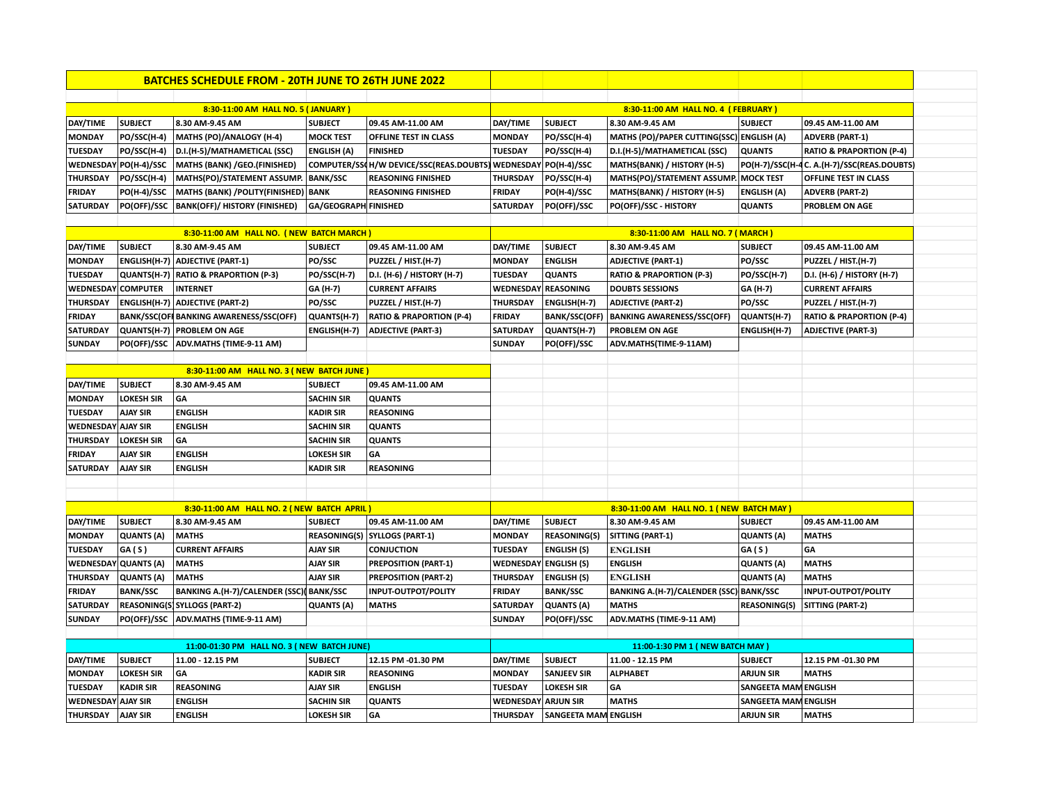## BATCHES SCHEDULE FROM - 20TH JUNE TO 26TH JUNE 2022

### 8:30-11:00 AM HALL NO. 5 ( JANUARY )

| DAY/TIME | SUBJECT | 8.30 AM-9.45 AM | SUBJECT | 09.45 AM-11.00 AM |
|---|---|---|---|---|
| MONDAY | PO/SSC(H-4) | MATHS (PO)/ANALOGY (H-4) | MOCK TEST | OFFLINE TEST IN CLASS |
| TUESDAY | PO/SSC(H-4) | D.I.(H-5)/MATHAMETICAL (SSC) | ENGLISH (A) | FINISHED |
| WEDNESDAY | PO(H-4)/SSC | MATHS (BANK) /GEO.(FINISHED) | COMPUTER/SSC | H/W DEVICE/SSC(REAS.DOUBTS) |
| THURSDAY | PO/SSC(H-4) | MATHS(PO)/STATEMENT ASSUMP. | BANK/SSC | REASONING FINISHED |
| FRIDAY | PO(H-4)/SSC | MATHS (BANK) /POLITY(FINISHED) | BANK | REASONING FINISHED |
| SATURDAY | PO(OFF)/SSC | BANK(OFF)/ HISTORY (FINISHED) | GA/GEOGRAPH | FINISHED |

### 8:30-11:00 AM HALL NO. 4 ( FEBRUARY )

| DAY/TIME | SUBJECT | 8.30 AM-9.45 AM | SUBJECT | 09.45 AM-11.00 AM |
|---|---|---|---|---|
| MONDAY | PO/SSC(H-4) | MATHS (PO)/PAPER CUTTING(SSC) | ENGLISH (A) | ADVERB (PART-1) |
| TUESDAY | PO/SSC(H-4) | D.I.(H-5)/MATHAMETICAL (SSC) | QUANTS | RATIO & PRAPORTION (P-4) |
| WEDNESDAY | PO(H-4)/SSC | MATHS(BANK) / HISTORY (H-5) | PO(H-7)/SSC(H-4 | C. A.(H-7)/SSC(REAS.DOUBTS) |
| THURSDAY | PO/SSC(H-4) | MATHS(PO)/STATEMENT ASSUMP. | MOCK TEST | OFFLINE TEST IN CLASS |
| FRIDAY | PO(H-4)/SSC | MATHS(BANK) / HISTORY (H-5) | ENGLISH (A) | ADVERB (PART-2) |
| SATURDAY | PO(OFF)/SSC | PO(OFF)/SSC - HISTORY | QUANTS | PROBLEM ON AGE |

### 8:30-11:00 AM HALL NO. ( NEW BATCH MARCH )

| DAY/TIME | SUBJECT | 8.30 AM-9.45 AM | SUBJECT | 09.45 AM-11.00 AM |
|---|---|---|---|---|
| MONDAY | ENGLISH(H-7) | ADJECTIVE (PART-1) | PO/SSC | PUZZEL / HIST.(H-7) |
| TUESDAY | QUANTS(H-7) | RATIO & PRAPORTION (P-3) | PO/SSC(H-7) | D.I. (H-6) / HISTORY (H-7) |
| WEDNESDAY | COMPUTER | INTERNET | GA (H-7) | CURRENT AFFAIRS |
| THURSDAY | ENGLISH(H-7) | ADJECTIVE (PART-2) | PO/SSC | PUZZEL / HIST.(H-7) |
| FRIDAY | BANK/SSC(OFF | BANKING AWARENESS/SSC(OFF) | QUANTS(H-7) | RATIO & PRAPORTION (P-4) |
| SATURDAY | QUANTS(H-7) | PROBLEM ON AGE | ENGLISH(H-7) | ADJECTIVE (PART-3) |
| SUNDAY | PO(OFF)/SSC | ADV.MATHS (TIME-9-11 AM) | | |

### 8:30-11:00 AM HALL NO. 7 ( MARCH )

| DAY/TIME | SUBJECT | 8.30 AM-9.45 AM | SUBJECT | 09.45 AM-11.00 AM |
|---|---|---|---|---|
| MONDAY | ENGLISH | ADJECTIVE (PART-1) | PO/SSC | PUZZEL / HIST.(H-7) |
| TUESDAY | QUANTS | RATIO & PRAPORTION (P-3) | PO/SSC(H-7) | D.I. (H-6) / HISTORY (H-7) |
| WEDNESDAY | REASONING | DOUBTS SESSIONS | GA (H-7) | CURRENT AFFAIRS |
| THURSDAY | ENGLISH(H-7) | ADJECTIVE (PART-2) | PO/SSC | PUZZEL / HIST.(H-7) |
| FRIDAY | BANK/SSC(OFF) | BANKING AWARENESS/SSC(OFF) | QUANTS(H-7) | RATIO & PRAPORTION (P-4) |
| SATURDAY | QUANTS(H-7) | PROBLEM ON AGE | ENGLISH(H-7) | ADJECTIVE (PART-3) |
| SUNDAY | PO(OFF)/SSC | ADV.MATHS(TIME-9-11AM) | | |

### 8:30-11:00 AM HALL NO. 3 ( NEW BATCH JUNE )

| DAY/TIME | SUBJECT | 8.30 AM-9.45 AM | SUBJECT | 09.45 AM-11.00 AM |
|---|---|---|---|---|
| MONDAY | LOKESH SIR | GA | SACHIN SIR | QUANTS |
| TUESDAY | AJAY SIR | ENGLISH | KADIR SIR | REASONING |
| WEDNESDAY | AJAY SIR | ENGLISH | SACHIN SIR | QUANTS |
| THURSDAY | LOKESH SIR | GA | SACHIN SIR | QUANTS |
| FRIDAY | AJAY SIR | ENGLISH | LOKESH SIR | GA |
| SATURDAY | AJAY SIR | ENGLISH | KADIR SIR | REASONING |

### 8:30-11:00 AM HALL NO. 2 ( NEW BATCH APRIL )

| DAY/TIME | SUBJECT | 8.30 AM-9.45 AM | SUBJECT | 09.45 AM-11.00 AM |
|---|---|---|---|---|
| MONDAY | QUANTS (A) | MATHS | REASONING(S) | SYLLOGS (PART-1) |
| TUESDAY | GA ( S ) | CURRENT AFFAIRS | AJAY SIR | CONJUCTION |
| WEDNESDAY | QUANTS (A) | MATHS | AJAY SIR | PREPOSITION (PART-1) |
| THURSDAY | QUANTS (A) | MATHS | AJAY SIR | PREPOSITION (PART-2) |
| FRIDAY | BANK/SSC | BANKING A.(H-7)/CALENDER (SSC)( | BANK/SSC | INPUT-OUTPOT/POLITY |
| SATURDAY | REASONING(S | SYLLOGS (PART-2) | QUANTS (A) | MATHS |
| SUNDAY | PO(OFF)/SSC | ADV.MATHS (TIME-9-11 AM) | | |

### 8:30-11:00 AM HALL NO. 1 ( NEW BATCH MAY )

| DAY/TIME | SUBJECT | 8.30 AM-9.45 AM | SUBJECT | 09.45 AM-11.00 AM |
|---|---|---|---|---|
| MONDAY | REASONING(S) | SITTING (PART-1) | QUANTS (A) | MATHS |
| TUESDAY | ENGLISH (S) | ENGLISH | GA ( S ) | GA |
| WEDNESDAY | ENGLISH (S) | ENGLISH | QUANTS (A) | MATHS |
| THURSDAY | ENGLISH (S) | ENGLISH | QUANTS (A) | MATHS |
| FRIDAY | BANK/SSC | BANKING A.(H-7)/CALENDER (SSC) | BANK/SSC | INPUT-OUTPOT/POLITY |
| SATURDAY | QUANTS (A) | MATHS | REASONING(S) | SITTING (PART-2) |
| SUNDAY | PO(OFF)/SSC | ADV.MATHS (TIME-9-11 AM) | | |

### 11:00-01:30 PM HALL NO. 3 ( NEW BATCH JUNE)

| DAY/TIME | SUBJECT | 11.00 - 12.15 PM | SUBJECT | 12.15 PM -01.30 PM |
|---|---|---|---|---|
| MONDAY | LOKESH SIR | GA | KADIR SIR | REASONING |
| TUESDAY | KADIR SIR | REASONING | AJAY SIR | ENGLISH |
| WEDNESDAY | AJAY SIR | ENGLISH | SACHIN SIR | QUANTS |
| THURSDAY | AJAY SIR | ENGLISH | LOKESH SIR | GA |

### 11:00-1:30 PM 1 ( NEW BATCH MAY )

| DAY/TIME | SUBJECT | 11.00 - 12.15 PM | SUBJECT | 12.15 PM -01.30 PM |
|---|---|---|---|---|
| MONDAY | SANJEEV SIR | ALPHABET | ARJUN SIR | MATHS |
| TUESDAY | LOKESH SIR | GA | SANGEETA MAM | ENGLISH |
| WEDNESDAY | ARJUN SIR | MATHS | SANGEETA MAM | ENGLISH |
| THURSDAY | SANGEETA MAM | ENGLISH | ARJUN SIR | MATHS |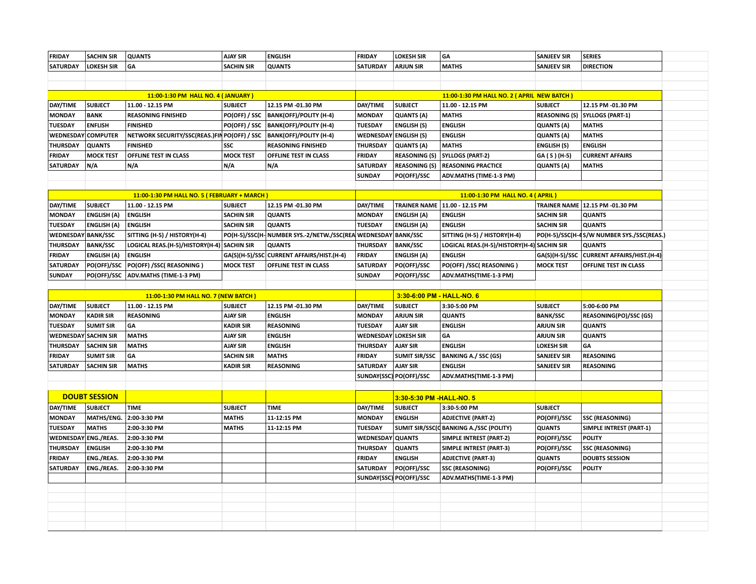| | | | | | | | | | |
|---|---|---|---|---|---|---|---|---|---|
| FRIDAY | SACHIN SIR | QUANTS | AJAY SIR | ENGLISH | FRIDAY | LOKESH SIR | GA | SANJEEV SIR | SERIES |
| SATURDAY | LOKESH SIR | GA | SACHIN SIR | QUANTS | SATURDAY | ARJUN SIR | MATHS | SANJEEV SIR | DIRECTION |

| 11:00-1:30 PM HALL NO. 4 ( JANUARY ) | | | | | 11:00-1:30 PM HALL NO. 2 ( APRIL NEW BATCH ) | | | | |
|---|---|---|---|---|---|---|---|---|---|
| DAY/TIME | SUBJECT | 11.00 - 12.15 PM | SUBJECT | 12.15 PM -01.30 PM | DAY/TIME | SUBJECT | 11.00 - 12.15 PM | SUBJECT | 12.15 PM -01.30 PM |
| MONDAY | BANK | REASONING FINISHED | PO(OFF) / SSC | BANK(OFF)/POLITY (H-4) | MONDAY | QUANTS (A) | MATHS | REASONING (S) | SYLLOGS (PART-1) |
| TUESDAY | ENFLISH | FINISHED | PO(OFF) / SSC | BANK(OFF)/POLITY (H-4) | TUESDAY | ENGLISH (S) | ENGLISH | QUANTS (A) | MATHS |
| WEDNESDAY | COMPUTER | NETWORK SECURITY/SSC(REAS.)FIN | PO(OFF) / SSC | BANK(OFF)/POLITY (H-4) | WEDNESDAY | ENGLISH (S) | ENGLISH | QUANTS (A) | MATHS |
| THURSDAY | QUANTS | FINISHED | SSC | REASONING FINISHED | THURSDAY | QUANTS (A) | MATHS | ENGLISH (S) | ENGLISH |
| FRIDAY | MOCK TEST | OFFLINE TEST IN CLASS | MOCK TEST | OFFLINE TEST IN CLASS | FRIDAY | REASONING (S) | SYLLOGS (PART-2) | GA ( S ) (H-5) | CURRENT AFFAIRS |
| SATURDAY | N/A | N/A | N/A | N/A | SATURDAY | REASONING (S) | REASONING PRACTICE | QUANTS (A) | MATHS |
| | | | | | SUNDAY | PO(OFF)/SSC | ADV.MATHS (TIME-1-3 PM) | | |

| 11:00-1:30 PM HALL NO. 5 ( FEBRUARY + MARCH ) | | | | | 11:00-1:30 PM HALL NO. 4 ( APRIL ) | | | | |
|---|---|---|---|---|---|---|---|---|---|
| DAY/TIME | SUBJECT | 11.00 - 12.15 PM | SUBJECT | 12.15 PM -01.30 PM | DAY/TIME | TRAINER NAME | 11.00 - 12.15 PM | TRAINER NAME | 12.15 PM -01.30 PM |
| MONDAY | ENGLISH (A) | ENGLISH | SACHIN SIR | QUANTS | MONDAY | ENGLISH (A) | ENGLISH | SACHIN SIR | QUANTS |
| TUESDAY | ENGLISH (A) | ENGLISH | SACHIN SIR | QUANTS | TUESDAY | ENGLISH (A) | ENGLISH | SACHIN SIR | QUANTS |
| WEDNESDAY | BANK/SSC | SITTING (H-5) / HISTORY(H-4) | PO(H-5)/SSC(H- | NUMBER SYS.-2/NETW./SSC(REA | WEDNESDAY | BANK/SSC | SITTING (H-5) / HISTORY(H-4) | PO(H-5)/SSC(H-4 | S/W NUMBER SYS./SSC(REAS.) |
| THURSDAY | BANK/SSC | LOGICAL REAS.(H-5)/HISTORY(H-4) | SACHIN SIR | QUANTS | THURSDAY | BANK/SSC | LOGICAL REAS.(H-5)/HISTORY(H-4) | SACHIN SIR | QUANTS |
| FRIDAY | ENGLISH (A) | ENGLISH | GA(S)(H-5)/SSC | CURRENT AFFAIRS/HIST.(H-4) | FRIDAY | ENGLISH (A) | ENGLISH | GA(S)(H-5)/SSC | CURRENT AFFAIRS/HIST.(H-4) |
| SATURDAY | PO(OFF)/SSC | PO(OFF) /SSC( REASONING ) | MOCK TEST | OFFLINE TEST IN CLASS | SATURDAY | PO(OFF)/SSC | PO(OFF) /SSC( REASONING ) | MOCK TEST | OFFLINE TEST IN CLASS |
| SUNDAY | PO(OFF)/SSC | ADV.MATHS (TIME-1-3 PM) | | | SUNDAY | PO(OFF)/SSC | ADV.MATHS(TIME-1-3 PM) | | |

| 11:00-1:30 PM HALL NO. 7 (NEW BATCH ) | | | | | 3:30-6:00 PM - HALL-NO. 6 | | | | |
|---|---|---|---|---|---|---|---|---|---|
| DAY/TIME | SUBJECT | 11.00 - 12.15 PM | SUBJECT | 12.15 PM -01.30 PM | DAY/TIME | SUBJECT | 3:30-5:00 PM | SUBJECT | 5:00-6:00 PM |
| MONDAY | KADIR SIR | REASONING | AJAY SIR | ENGLISH | MONDAY | ARJUN SIR | QUANTS | BANK/SSC | REASONING(PO)/SSC (GS) |
| TUESDAY | SUMIT SIR | GA | KADIR SIR | REASONING | TUESDAY | AJAY SIR | ENGLISH | ARJUN SIR | QUANTS |
| WEDNESDAY | SACHIN SIR | MATHS | AJAY SIR | ENGLISH | WEDNESDAY | LOKESH SIR | GA | ARJUN SIR | QUANTS |
| THURSDAY | SACHIN SIR | MATHS | AJAY SIR | ENGLISH | THURSDAY | AJAY SIR | ENGLISH | LOKESH SIR | GA |
| FRIDAY | SUMIT SIR | GA | SACHIN SIR | MATHS | FRIDAY | SUMIT SIR/SSC | BANKING A./ SSC (GS) | SANJEEV SIR | REASONING |
| SATURDAY | SACHIN SIR | MATHS | KADIR SIR | REASONING | SATURDAY | AJAY SIR | ENGLISH | SANJEEV SIR | REASONING |
| | | | | | SUNDAY(SSC) | PO(OFF)/SSC | ADV.MATHS(TIME-1-3 PM) | | |

| DOUBT SESSION | | | | | 3:30-5:30 PM -HALL-NO. 5 | | | | |
|---|---|---|---|---|---|---|---|---|---|
| DAY/TIME | SUBJECT | TIME | SUBJECT | TIME | DAY/TIME | SUBJECT | 3:30-5:00 PM | SUBJECT | |
| MONDAY | MATHS/ENG. | 2:00-3:30 PM | MATHS | 11-12:15 PM | MONDAY | ENGLISH | ADJECTIVE (PART-2) | PO(OFF)/SSC | SSC (REASONING) |
| TUESDAY | MATHS | 2:00-3:30 PM | MATHS | 11-12:15 PM | TUESDAY | SUMIT SIR/SSC(G | BANKING A./SSC (POLITY) | QUANTS | SIMPLE INTREST (PART-1) |
| WEDNESDAY | ENG./REAS. | 2:00-3:30 PM | | | WEDNESDAY | QUANTS | SIMPLE INTREST (PART-2) | PO(OFF)/SSC | POLITY |
| THURSDAY | ENGLISH | 2:00-3:30 PM | | | THURSDAY | QUANTS | SIMPLE INTREST (PART-3) | PO(OFF)/SSC | SSC (REASONING) |
| FRIDAY | ENG./REAS. | 2:00-3:30 PM | | | FRIDAY | ENGLISH | ADJECTIVE (PART-3) | QUANTS | DOUBTS SESSION |
| SATURDAY | ENG./REAS. | 2:00-3:30 PM | | | SATURDAY | PO(OFF)/SSC | SSC (REASONING) | PO(OFF)/SSC | POLITY |
| | | | | | SUNDAY(SSC) | PO(OFF)/SSC | ADV.MATHS(TIME-1-3 PM) | | |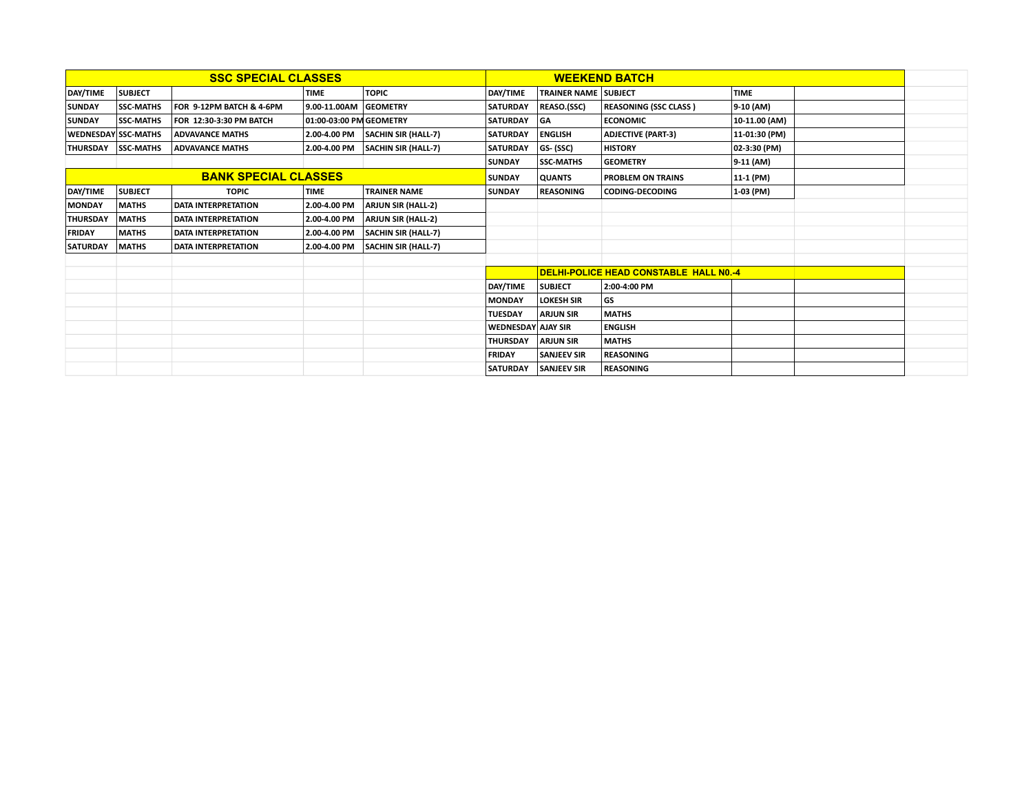## SSC SPECIAL CLASSES

| DAY/TIME | SUBJECT | | TIME | TOPIC |
|---|---|---|---|---|
| SUNDAY | SSC-MATHS | FOR 9-12PM BATCH & 4-6PM | 9.00-11.00AM | GEOMETRY |
| SUNDAY | SSC-MATHS | FOR 12:30-3:30 PM BATCH | 01:00-03:00 PM | GEOMETRY |
| WEDNESDAY | SSC-MATHS | ADVAVANCE MATHS | 2.00-4.00 PM | SACHIN SIR (HALL-7) |
| THURSDAY | SSC-MATHS | ADVAVANCE MATHS | 2.00-4.00 PM | SACHIN SIR (HALL-7) |

## BANK SPECIAL CLASSES

| DAY/TIME | SUBJECT | TOPIC | TIME | TRAINER NAME |
|---|---|---|---|---|
| MONDAY | MATHS | DATA INTERPRETATION | 2.00-4.00 PM | ARJUN SIR (HALL-2) |
| THURSDAY | MATHS | DATA INTERPRETATION | 2.00-4.00 PM | ARJUN SIR (HALL-2) |
| FRIDAY | MATHS | DATA INTERPRETATION | 2.00-4.00 PM | SACHIN SIR (HALL-7) |
| SATURDAY | MATHS | DATA INTERPRETATION | 2.00-4.00 PM | SACHIN SIR (HALL-7) |

## WEEKEND BATCH

| DAY/TIME | TRAINER NAME | SUBJECT | TIME |
|---|---|---|---|
| SATURDAY | REASO.(SSC) | REASONING (SSC CLASS ) | 9-10 (AM) |
| SATURDAY | GA | ECONOMIC | 10-11.00 (AM) |
| SATURDAY | ENGLISH | ADJECTIVE (PART-3) | 11-01:30 (PM) |
| SATURDAY | GS- (SSC) | HISTORY | 02-3:30 (PM) |
| SUNDAY | SSC-MATHS | GEOMETRY | 9-11 (AM) |
| SUNDAY | QUANTS | PROBLEM ON TRAINS | 11-1 (PM) |
| SUNDAY | REASONING | CODING-DECODING | 1-03 (PM) |

## DELHI-POLICE HEAD CONSTABLE HALL N0.-4

| DAY/TIME | SUBJECT | 2:00-4:00 PM |
|---|---|---|
| MONDAY | LOKESH SIR | GS |
| TUESDAY | ARJUN SIR | MATHS |
| WEDNESDAY | AJAY SIR | ENGLISH |
| THURSDAY | ARJUN SIR | MATHS |
| FRIDAY | SANJEEV SIR | REASONING |
| SATURDAY | SANJEEV SIR | REASONING |